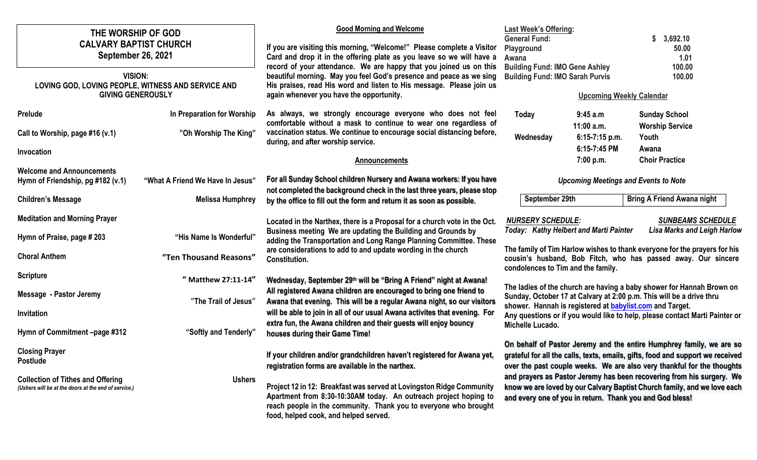# THE WORSHIP OF GOD
## CALVARY BAPTIST CHURCH
### September 26, 2021

**VISION:**
**LOVING GOD, LOVING PEOPLE, WITNESS AND SERVICE AND GIVING GENEROUSLY**

| | |
|---|---|
| **Prelude** | **In Preparation for Worship** |
| **Call to Worship, page #16 (v.1)** | **"Oh Worship The King"** |
| **Invocation** | |
| **Welcome and Announcements** | |
| **Hymn of Friendship, pg #182 (v.1)** | **"What A Friend We Have In Jesus"** |
| **Children's Message** | **Melissa Humphrey** |
| **Meditation and Morning Prayer** | |
| **Hymn of Praise, page # 203** | **"His Name Is Wonderful"** |
| **Choral Anthem** | **"Ten Thousand Reasons"** |
| **Scripture** | **" Matthew 27:11-14"** |
| **Message - Pastor Jeremy** | "The Trail of Jesus" |
| **Invitation** | |
| **Hymn of Commitment –page #312** | **"Softly and Tenderly"** |
| **Closing Prayer** | |
| **Postlude** | |
| **Collection of Tithes and Offering** | **Ushers** |

*(Ushers will be at the doors at the end of service.)*

## Good Morning and Welcome

**If you are visiting this morning, "Welcome!" Please complete a Visitor Card and drop it in the offering plate as you leave so we will have a record of your attendance. We are happy that you joined us on this beautiful morning. May you feel God's presence and peace as we sing His praises, read His word and listen to His message. Please join us again whenever you have the opportunity.**

**As always, we strongly encourage everyone who does not feel comfortable without a mask to continue to wear one regardless of vaccination status. We continue to encourage social distancing before, during, and after worship service.**

## Announcements

**For all Sunday School children Nursery and Awana workers: If you have not completed the background check in the last three years, please stop by the office to fill out the form and return it as soon as possible.**

**Located in the Narthex, there is a Proposal for a church vote in the Oct. Business meeting We are updating the Building and Grounds by adding the Transportation and Long Range Planning Committee. These are considerations to add to and update wording in the church Constitution.**

**Wednesday, September 29th will be "Bring A Friend" night at Awana! All registered Awana children are encouraged to bring one friend to Awana that evening. This will be a regular Awana night, so our visitors will be able to join in all of our usual Awana activites that evening. For extra fun, the Awana children and their guests will enjoy bouncy houses during their Game Time!**

**If your children and/or grandchildren haven't registered for Awana yet, registration forms are available in the narthex.**

**Project 12 in 12: Breakfast was served at Lovingston Ridge Community Apartment from 8:30-10:30AM today. An outreach project hoping to reach people in the community. Thank you to everyone who brought food, helped cook, and helped served.**

**Last Week's Offering:**

| | |
|---|---|
| **General Fund:** | **$ 3,692.10** |
| **Playground** | **50.00** |
| **Awana** | **1.01** |
| **Building Fund: IMO Gene Ashley** | **100.00** |
| **Building Fund: IMO Sarah Purvis** | **100.00** |

## Upcoming Weekly Calendar

| | | |
|---|---|---|
| **Today** | **9:45 a.m** | **Sunday School** |
| | **11:00 a.m.** | **Worship Service** |
| **Wednesday** | **6:15-7:15 p.m.** | **Youth** |
| | **6:15-7:45 PM** | **Awana** |
| | **7:00 p.m.** | **Choir Practice** |

### *Upcoming Meetings and Events to Note*

| | |
|---|---|
| **September 29th** | **Bring A Friend Awana night** |

***NURSERY SCHEDULE:***
***Today: Kathy Helbert and Marti Painter***

***SUNBEAMS SCHEDULE***
***Lisa Marks and Leigh Harlow***

**The family of Tim Harlow wishes to thank everyone for the prayers for his cousin's husband, Bob Fitch, who has passed away. Our sincere condolences to Tim and the family.**

**The ladies of the church are having a baby shower for Hannah Brown on Sunday, October 17 at Calvary at 2:00 p.m. This will be a drive thru shower. Hannah is registered at babylist.com and Target. Any questions or if you would like to help, please contact Marti Painter or Michelle Lucado.**

**On behalf of Pastor Jeremy and the entire Humphrey family, we are so grateful for all the calls, texts, emails, gifts, food and support we received over the past couple weeks. We are also very thankful for the thoughts and prayers as Pastor Jeremy has been recovering from his surgery. We know we are loved by our Calvary Baptist Church family, and we love each and every one of you in return. Thank you and God bless!**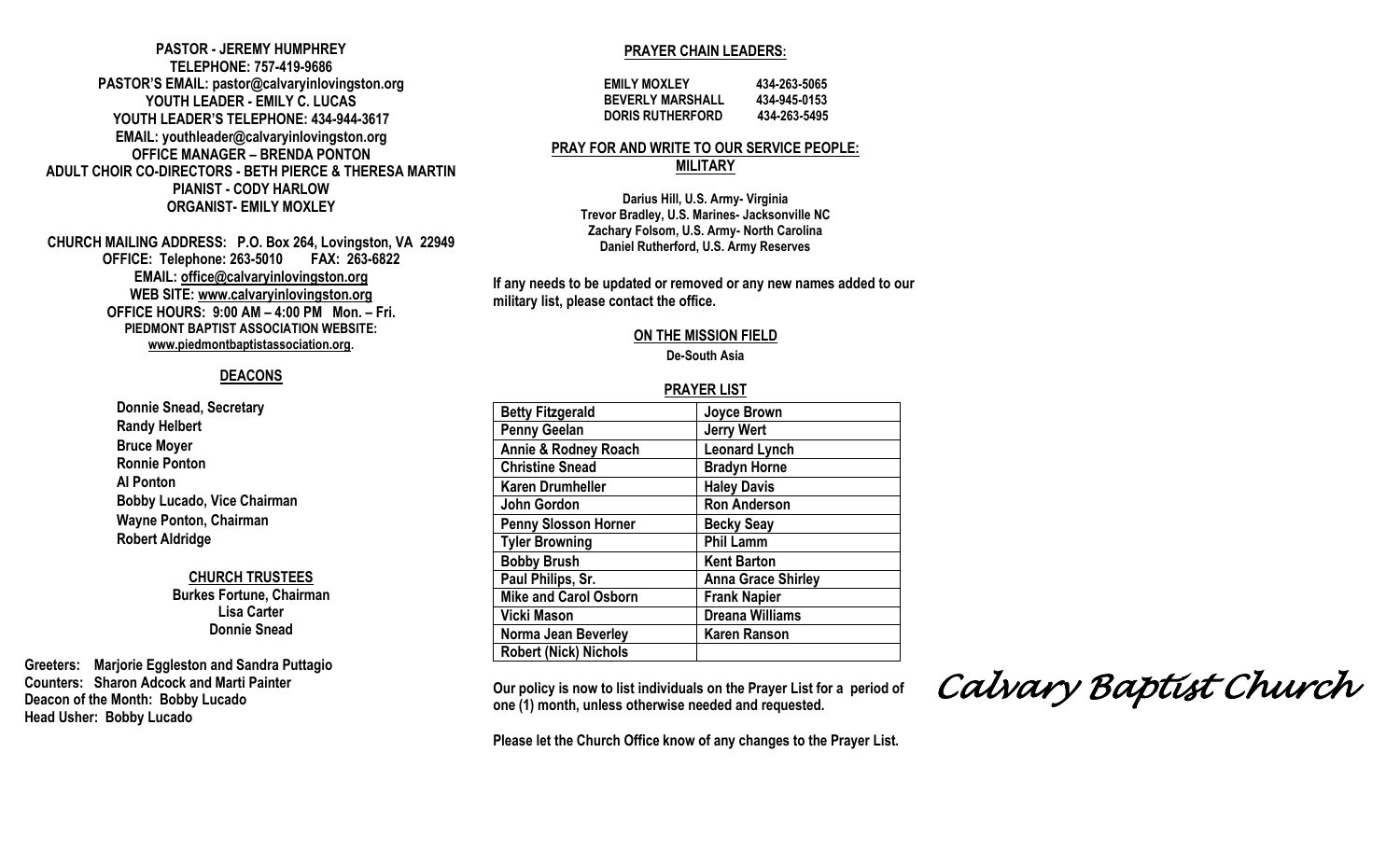**PASTOR - JEREMY HUMPHREY**
**TELEPHONE: 757-419-9686**
**PASTOR'S EMAIL: pastor@calvaryinlovingston.org**
**YOUTH LEADER - EMILY C. LUCAS**
**YOUTH LEADER'S TELEPHONE: 434-944-3617**
**EMAIL: youthleader@calvaryinlovingston.org**
**OFFICE MANAGER – BRENDA PONTON**
**ADULT CHOIR CO-DIRECTORS - BETH PIERCE & THERESA MARTIN**
**PIANIST - CODY HARLOW**
**ORGANIST- EMILY MOXLEY**

**CHURCH MAILING ADDRESS: P.O. Box 264, Lovingston, VA 22949**
**OFFICE: Telephone: 263-5010 FAX: 263-6822**
**EMAIL: office@calvaryinlovingston.org**
**WEB SITE: www.calvaryinlovingston.org**
**OFFICE HOURS: 9:00 AM – 4:00 PM Mon. – Fri.**
**PIEDMONT BAPTIST ASSOCIATION WEBSITE:**
**www.piedmontbaptistassociation.org.**

## DEACONS

**Donnie Snead, Secretary**
**Randy Helbert**
**Bruce Moyer**
**Ronnie Ponton**
**Al Ponton**
**Bobby Lucado, Vice Chairman**
**Wayne Ponton, Chairman**
**Robert Aldridge**

## CHURCH TRUSTEES

**Burkes Fortune, Chairman**
**Lisa Carter**
**Donnie Snead**

**Greeters: Marjorie Eggleston and Sandra Puttagio**
**Counters: Sharon Adcock and Marti Painter**
**Deacon of the Month: Bobby Lucado**
**Head Usher: Bobby Lucado**

## PRAYER CHAIN LEADERS:

| | |
|---|---|
| **EMILY MOXLEY** | **434-263-5065** |
| **BEVERLY MARSHALL** | **434-945-0153** |
| **DORIS RUTHERFORD** | **434-263-5495** |

## PRAY FOR AND WRITE TO OUR SERVICE PEOPLE:

### MILITARY

**Darius Hill, U.S. Army- Virginia**
**Trevor Bradley, U.S. Marines- Jacksonville NC**
**Zachary Folsom, U.S. Army- North Carolina**
**Daniel Rutherford, U.S. Army Reserves**

**If any needs to be updated or removed or any new names added to our military list, please contact the office.**

### ON THE MISSION FIELD

**De-South Asia**

### PRAYER LIST

| | |
|---|---|
| **Betty Fitzgerald** | **Joyce Brown** |
| **Penny Geelan** | **Jerry Wert** |
| **Annie & Rodney Roach** | **Leonard Lynch** |
| **Christine Snead** | **Bradyn Horne** |
| **Karen Drumheller** | **Haley Davis** |
| **John Gordon** | **Ron Anderson** |
| **Penny Slosson Horner** | **Becky Seay** |
| **Tyler Browning** | **Phil Lamm** |
| **Bobby Brush** | **Kent Barton** |
| **Paul Philips, Sr.** | **Anna Grace Shirley** |
| **Mike and Carol Osborn** | **Frank Napier** |
| **Vicki Mason** | **Dreana Williams** |
| **Norma Jean Beverley** | **Karen Ranson** |
| **Robert (Nick) Nichols** | |

**Our policy is now to list individuals on the Prayer List for a period of one (1) month, unless otherwise needed and requested.**

**Please let the Church Office know of any changes to the Prayer List.**

# *Calvary Baptist Church*